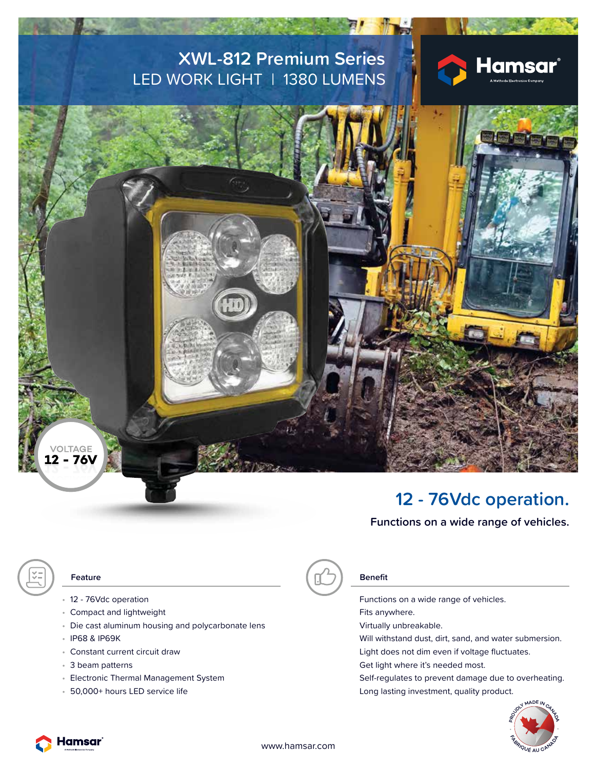# XWL-812 Premium Series

## LED WORK LIGHT | 1380 LUMENS

Hamsar®
A Methode Electronics Company

VOLTAGE
**12 - 76V**

## 12 - 76Vdc operation.

**Functions on a wide range of vehicles.**

| Feature | Benefit |
|---|---|
| 12 - 76Vdc operation | Functions on a wide range of vehicles. |
| Compact and lightweight | Fits anywhere. |
| Die cast aluminum housing and polycarbonate lens | Virtually unbreakable. |
| IP68 & IP69K | Will withstand dust, dirt, sand, and water submersion. |
| Constant current circuit draw | Light does not dim even if voltage fluctuates. |
| 3 beam patterns | Get light where it's needed most. |
| Electronic Thermal Management System | Self-regulates to prevent damage due to overheating. |
| 50,000+ hours LED service life | Long lasting investment, quality product. |

PROUDLY MADE IN CANADA · FABRIQUÉ AU CANADA

www.hamsar.com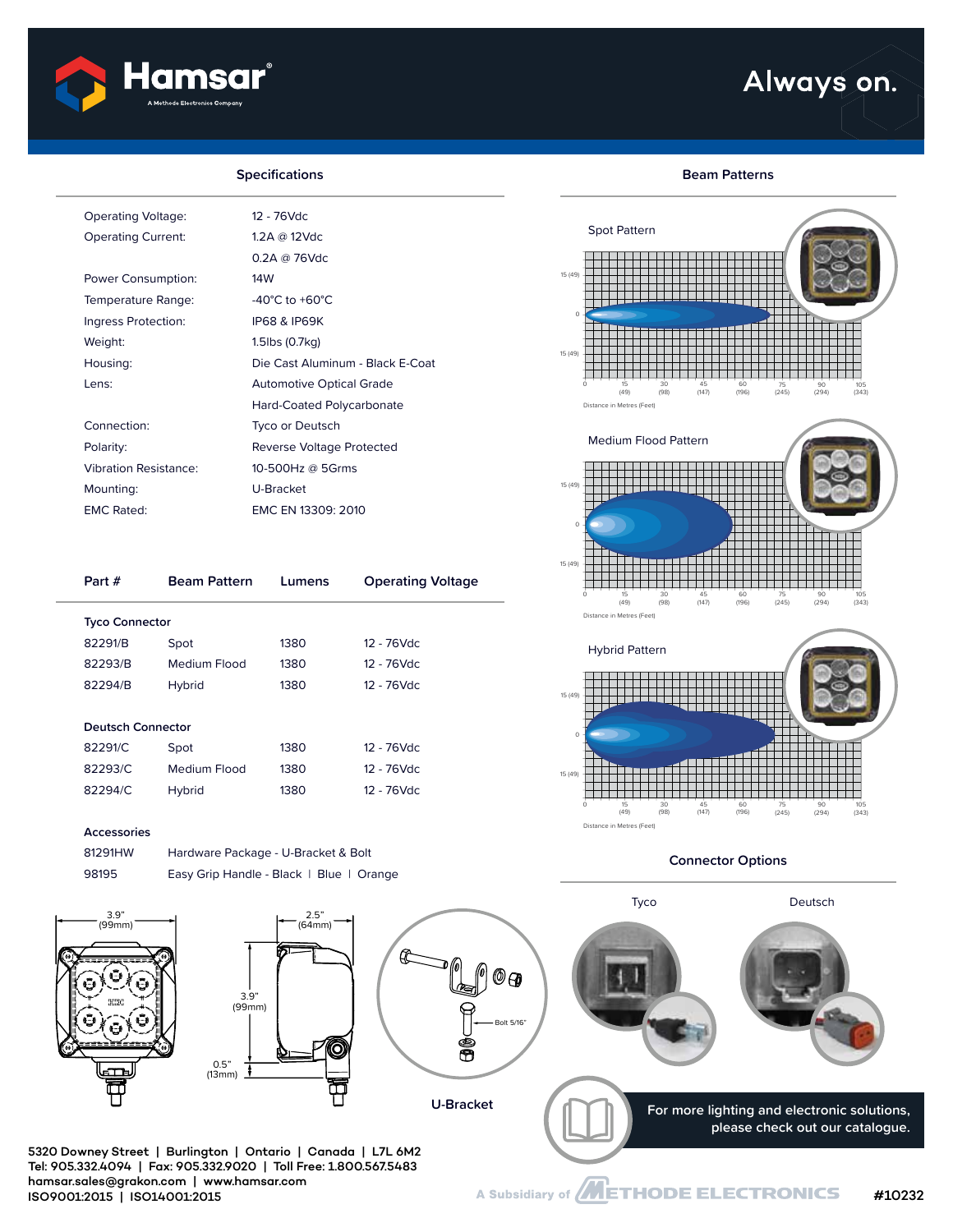Hamsar®

A Methode Electronics Company

Always on.

## Specifications

| | |
|---|---|
| Operating Voltage: | 12 - 76Vdc |
| Operating Current: | 1.2A @ 12Vdc |
| | 0.2A @ 76Vdc |
| Power Consumption: | 14W |
| Temperature Range: | -40°C to +60°C |
| Ingress Protection: | IP68 & IP69K |
| Weight: | 1.5lbs (0.7kg) |
| Housing: | Die Cast Aluminum - Black E-Coat |
| Lens: | Automotive Optical Grade |
| | Hard-Coated Polycarbonate |
| Connection: | Tyco or Deutsch |
| Polarity: | Reverse Voltage Protected |
| Vibration Resistance: | 10-500Hz @ 5Grms |
| Mounting: | U-Bracket |
| EMC Rated: | EMC EN 13309: 2010 |

| Part # | Beam Pattern | Lumens | Operating Voltage |
|---|---|---|---|
| **Tyco Connector** | | | |
| 82291/B | Spot | 1380 | 12 - 76Vdc |
| 82293/B | Medium Flood | 1380 | 12 - 76Vdc |
| 82294/B | Hybrid | 1380 | 12 - 76Vdc |
| **Deutsch Connector** | | | |
| 82291/C | Spot | 1380 | 12 - 76Vdc |
| 82293/C | Medium Flood | 1380 | 12 - 76Vdc |
| 82294/C | Hybrid | 1380 | 12 - 76Vdc |

### Accessories

| | |
|---|---|
| 81291HW | Hardware Package - U-Bracket & Bolt |
| 98195 | Easy Grip Handle - Black \| Blue \| Orange |

3.9" (99mm)

2.5" (64mm)

3.9" (99mm)

0.5" (13mm)

Bolt 5/16"

U-Bracket

## Beam Patterns

Spot Pattern

15 (49)
0
15 (49)
0 15 (49) 30 (98) 45 (147) 60 (196) 75 (245) 90 (294) 105 (343)
Distance in Metres (Feet)

Medium Flood Pattern

15 (49)
0
15 (49)
0 15 (49) 30 (98) 45 (147) 60 (196) 75 (245) 90 (294) 105 (343)
Distance in Metres (Feet)

Hybrid Pattern

15 (49)
0
15 (49)
0 15 (49) 30 (98) 45 (147) 60 (196) 75 (245) 90 (294) 105 (343)
Distance in Metres (Feet)

## Connector Options

Tyco

Deutsch

For more lighting and electronic solutions, please check out our catalogue.

**5320 Downey Street | Burlington | Ontario | Canada | L7L 6M2**
**Tel: 905.332.4094 | Fax: 905.332.9020 | Toll Free: 1.800.567.5483**
**hamsar.sales@grakon.com | www.hamsar.com**
**ISO9001:2015 | ISO14001:2015**

A Subsidiary of METHODE ELECTRONICS

**#10232**